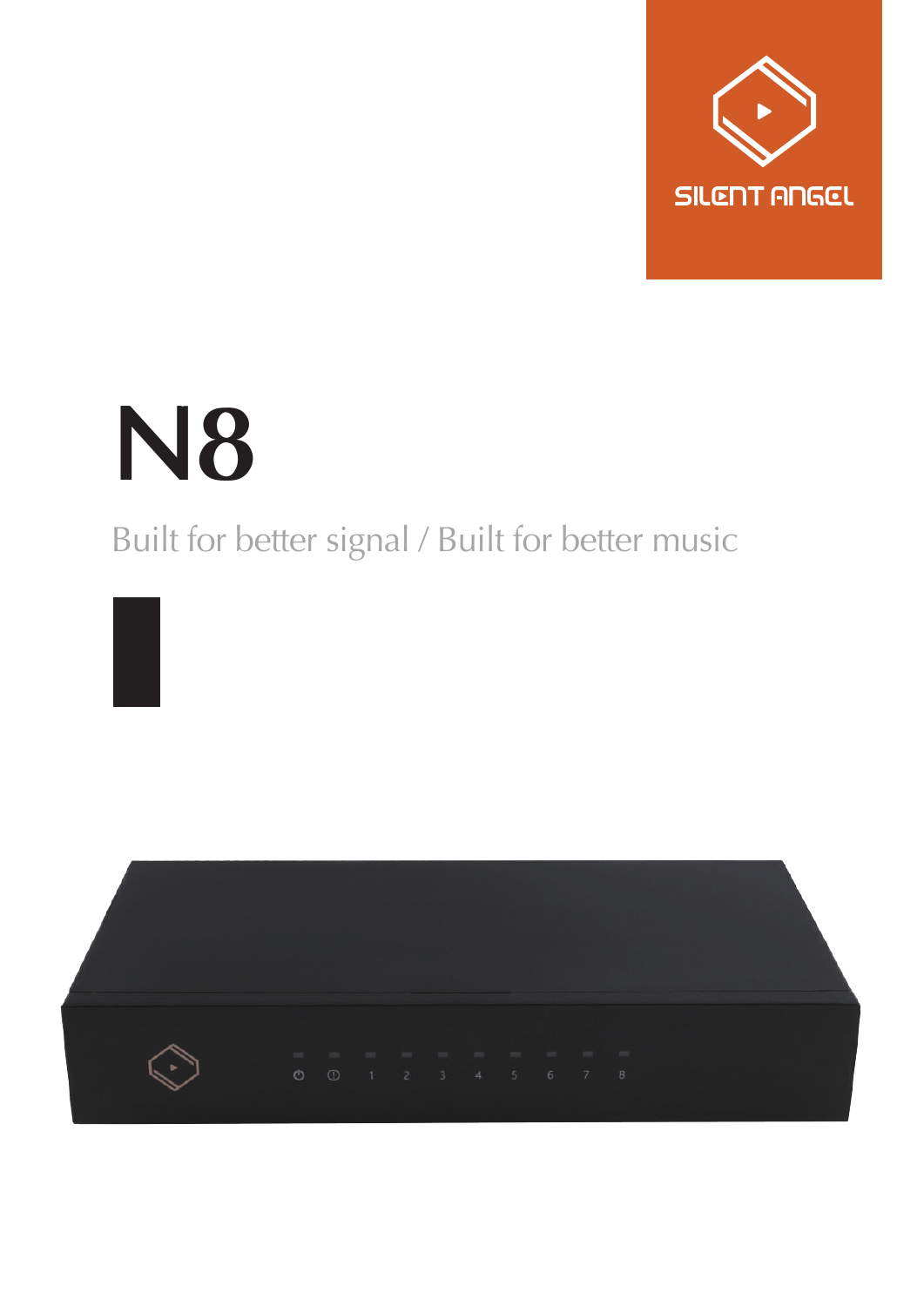SILENT ANGEL

# N8

Built for better signal / Built for better music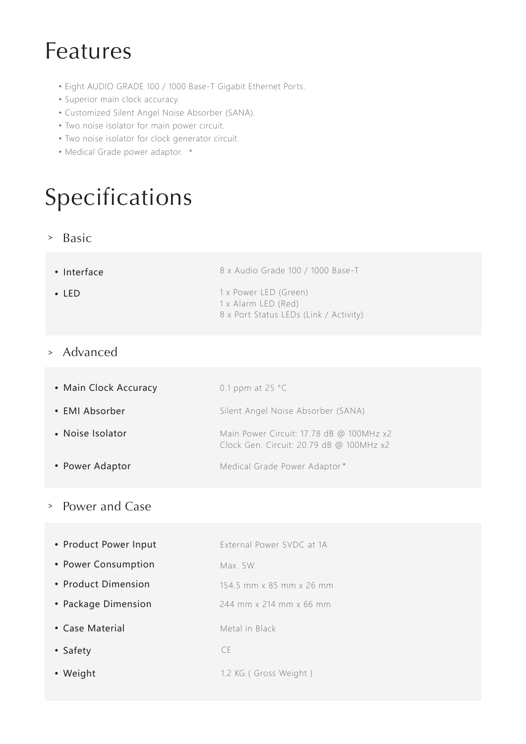# Features

- Eight AUDIO GRADE 100 / 1000 Base-T Gigabit Ethernet Ports.
- Superior main clock accuracy.
- Customized Silent Angel Noise Absorber (SANA).
- Two noise isolator for main power circuit.
- Two noise isolator for clock generator circuit.
- Medical Grade power adaptor. *

# Specifications

## > Basic

| | |
|---|---|
| • Interface | 8 x Audio Grade 100 / 1000 Base-T |
| • LED | 1 x Power LED (Green)<br>1 x Alarm LED (Red)<br>8 x Port Status LEDs (Link / Activity) |

## > Advanced

| | |
|---|---|
| • Main Clock Accuracy | 0.1 ppm at 25 °C |
| • EMI Absorber | Silent Angel Noise Absorber (SANA) |
| • Noise Isolator | Main Power Circuit: 17.78 dB @ 100MHz x2<br>Clock Gen. Circuit: 20.79 dB @ 100MHz x2 |
| • Power Adaptor | Medical Grade Power Adaptor * |

## > Power and Case

| | |
|---|---|
| • Product Power Input | External Power 5VDC at 1A |
| • Power Consumption | Max. 5W |
| • Product Dimension | 154.5 mm x 85 mm x 26 mm |
| • Package Dimension | 244 mm x 214 mm x 66 mm |
| • Case Material | Metal in Black |
| • Safety | CE |
| • Weight | 1.2 KG ( Gross Weight ) |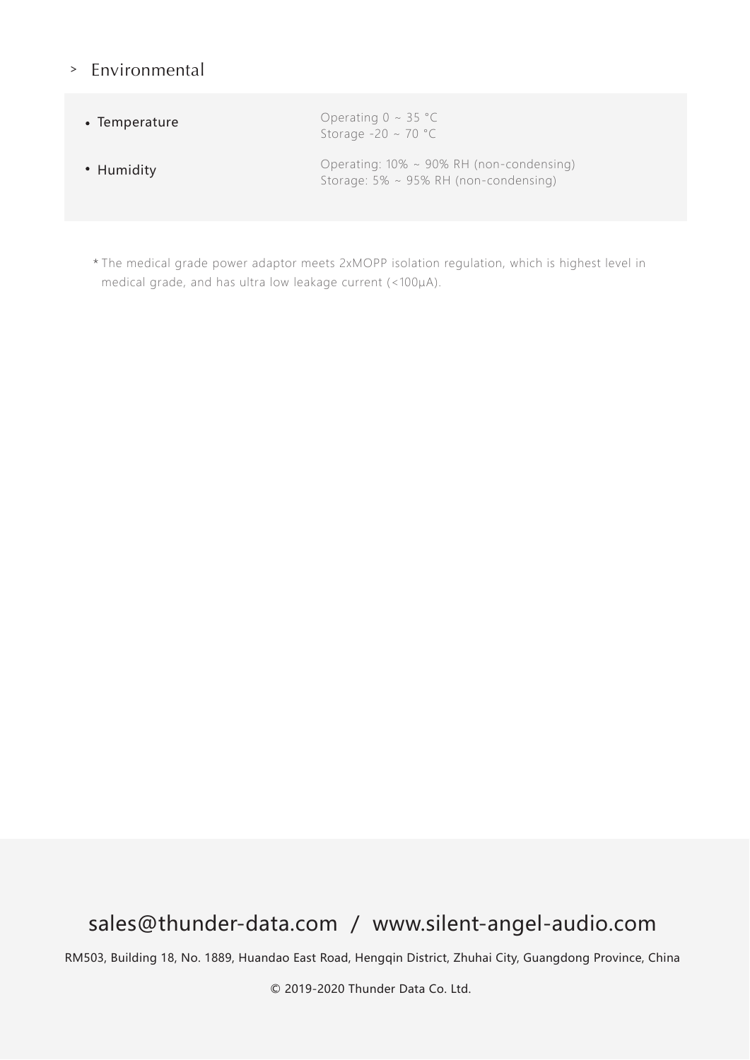## > Environmental

| | |
|---|---|
| • Temperature | Operating 0 ~ 35 °C<br>Storage -20 ~ 70 °C |
| • Humidity | Operating: 10% ~ 90% RH (non-condensing)<br>Storage: 5% ~ 95% RH (non-condensing) |

* The medical grade power adaptor meets 2xMOPP isolation regulation, which is highest level in medical grade, and has ultra low leakage current (<100μA).

sales@thunder-data.com / www.silent-angel-audio.com

RM503, Building 18, No. 1889, Huandao East Road, Hengqin District, Zhuhai City, Guangdong Province, China

© 2019-2020 Thunder Data Co. Ltd.